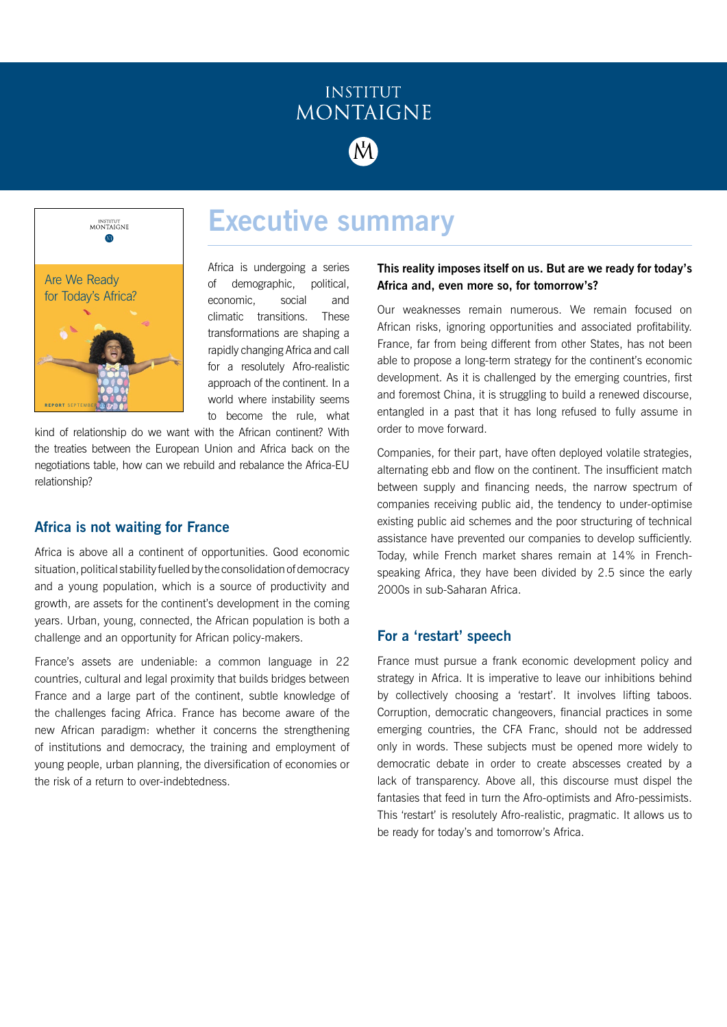INSTITUT MONTAIGNE

# Executive summary

Africa is undergoing a series of demographic, political, economic, social and climatic transitions. These transformations are shaping a rapidly changing Africa and call for a resolutely Afro-realistic approach of the continent. In a world where instability seems to become the rule, what kind of relationship do we want with the African continent? With the treaties between the European Union and Africa back on the negotiations table, how can we rebuild and rebalance the Africa-EU relationship?

## Africa is not waiting for France

Africa is above all a continent of opportunities. Good economic situation, political stability fuelled by the consolidation of democracy and a young population, which is a source of productivity and growth, are assets for the continent's development in the coming years. Urban, young, connected, the African population is both a challenge and an opportunity for African policy-makers.

France's assets are undeniable: a common language in 22 countries, cultural and legal proximity that builds bridges between France and a large part of the continent, subtle knowledge of the challenges facing Africa. France has become aware of the new African paradigm: whether it concerns the strengthening of institutions and democracy, the training and employment of young people, urban planning, the diversification of economies or the risk of a return to over-indebtedness.

**This reality imposes itself on us. But are we ready for today's Africa and, even more so, for tomorrow's?**

Our weaknesses remain numerous. We remain focused on African risks, ignoring opportunities and associated profitability. France, far from being different from other States, has not been able to propose a long-term strategy for the continent's economic development. As it is challenged by the emerging countries, first and foremost China, it is struggling to build a renewed discourse, entangled in a past that it has long refused to fully assume in order to move forward.

Companies, for their part, have often deployed volatile strategies, alternating ebb and flow on the continent. The insufficient match between supply and financing needs, the narrow spectrum of companies receiving public aid, the tendency to under-optimise existing public aid schemes and the poor structuring of technical assistance have prevented our companies to develop sufficiently. Today, while French market shares remain at 14% in French-speaking Africa, they have been divided by 2.5 since the early 2000s in sub-Saharan Africa.

## For a 'restart' speech

France must pursue a frank economic development policy and strategy in Africa. It is imperative to leave our inhibitions behind by collectively choosing a 'restart'. It involves lifting taboos. Corruption, democratic changeovers, financial practices in some emerging countries, the CFA Franc, should not be addressed only in words. These subjects must be opened more widely to democratic debate in order to create abscesses created by a lack of transparency. Above all, this discourse must dispel the fantasies that feed in turn the Afro-optimists and Afro-pessimists. This 'restart' is resolutely Afro-realistic, pragmatic. It allows us to be ready for today's and tomorrow's Africa.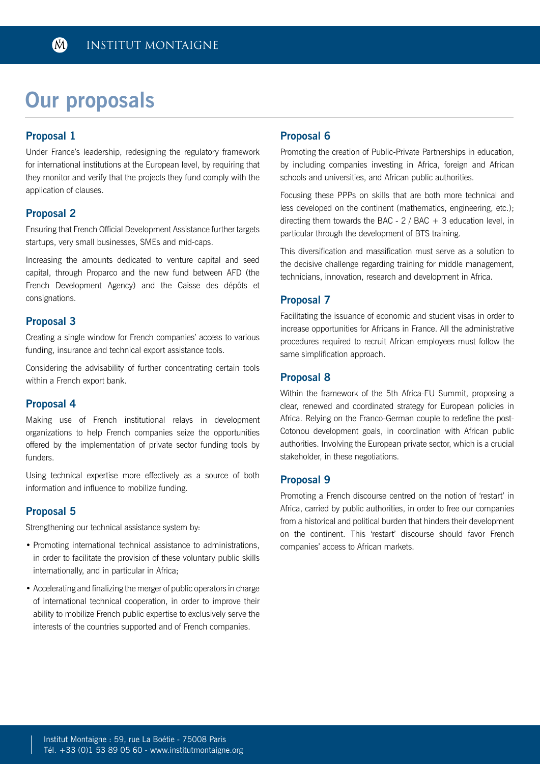# Our proposals

## Proposal 1

Under France's leadership, redesigning the regulatory framework for international institutions at the European level, by requiring that they monitor and verify that the projects they fund comply with the application of clauses.

## Proposal 2

Ensuring that French Official Development Assistance further targets startups, very small businesses, SMEs and mid-caps.

Increasing the amounts dedicated to venture capital and seed capital, through Proparco and the new fund between AFD (the French Development Agency) and the Caisse des dépôts et consignations.

## Proposal 3

Creating a single window for French companies' access to various funding, insurance and technical export assistance tools.

Considering the advisability of further concentrating certain tools within a French export bank.

## Proposal 4

Making use of French institutional relays in development organizations to help French companies seize the opportunities offered by the implementation of private sector funding tools by funders.

Using technical expertise more effectively as a source of both information and influence to mobilize funding.

## Proposal 5

Strengthening our technical assistance system by:

- Promoting international technical assistance to administrations, in order to facilitate the provision of these voluntary public skills internationally, and in particular in Africa;
- Accelerating and finalizing the merger of public operators in charge of international technical cooperation, in order to improve their ability to mobilize French public expertise to exclusively serve the interests of the countries supported and of French companies.

## Proposal 6

Promoting the creation of Public-Private Partnerships in education, by including companies investing in Africa, foreign and African schools and universities, and African public authorities.

Focusing these PPPs on skills that are both more technical and less developed on the continent (mathematics, engineering, etc.); directing them towards the BAC - 2 / BAC + 3 education level, in particular through the development of BTS training.

This diversification and massification must serve as a solution to the decisive challenge regarding training for middle management, technicians, innovation, research and development in Africa.

## Proposal 7

Facilitating the issuance of economic and student visas in order to increase opportunities for Africans in France. All the administrative procedures required to recruit African employees must follow the same simplification approach.

## Proposal 8

Within the framework of the 5th Africa-EU Summit, proposing a clear, renewed and coordinated strategy for European policies in Africa. Relying on the Franco-German couple to redefine the post-Cotonou development goals, in coordination with African public authorities. Involving the European private sector, which is a crucial stakeholder, in these negotiations.

## Proposal 9

Promoting a French discourse centred on the notion of 'restart' in Africa, carried by public authorities, in order to free our companies from a historical and political burden that hinders their development on the continent. This 'restart' discourse should favor French companies' access to African markets.